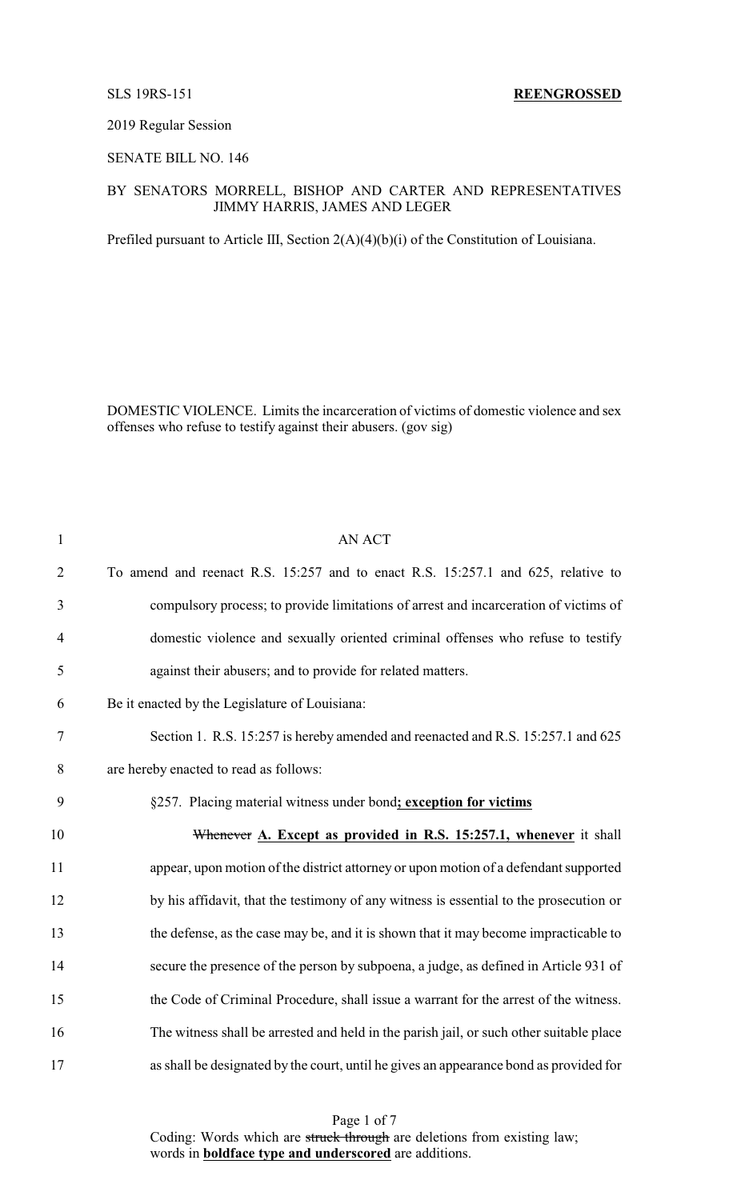SLS 19RS-151 **REENGROSSED**

2019 Regular Session

SENATE BILL NO. 146

BY SENATORS MORRELL, BISHOP AND CARTER AND REPRESENTATIVES JIMMY HARRIS, JAMES AND LEGER

Prefiled pursuant to Article III, Section 2(A)(4)(b)(i) of the Constitution of Louisiana.

DOMESTIC VIOLENCE. Limits the incarceration of victims of domestic violence and sex offenses who refuse to testify against their abusers. (gov sig)

1 AN ACT

2 To amend and reenact R.S. 15:257 and to enact R.S. 15:257.1 and 625, relative to

3 compulsory process; to provide limitations of arrest and incarceration of victims of

4 domestic violence and sexually oriented criminal offenses who refuse to testify

5 against their abusers; and to provide for related matters.

6 Be it enacted by the Legislature of Louisiana:

7 Section 1. R.S. 15:257 is hereby amended and reenacted and R.S. 15:257.1 and 625

8 are hereby enacted to read as follows:

9 §257. Placing material witness under bond**; exception for victims**

10 ~~Whenever~~ **A. Except as provided in R.S. 15:257.1, whenever** it shall

11 appear, upon motion of the district attorney or upon motion of a defendant supported

12 by his affidavit, that the testimony of any witness is essential to the prosecution or

13 the defense, as the case may be, and it is shown that it may become impracticable to

14 secure the presence of the person by subpoena, a judge, as defined in Article 931 of

15 the Code of Criminal Procedure, shall issue a warrant for the arrest of the witness.

16 The witness shall be arrested and held in the parish jail, or such other suitable place

17 as shall be designated by the court, until he gives an appearance bond as provided for

Coding: Words which are ~~struck through~~ are deletions from existing law; words in **boldface type and underscored** are additions.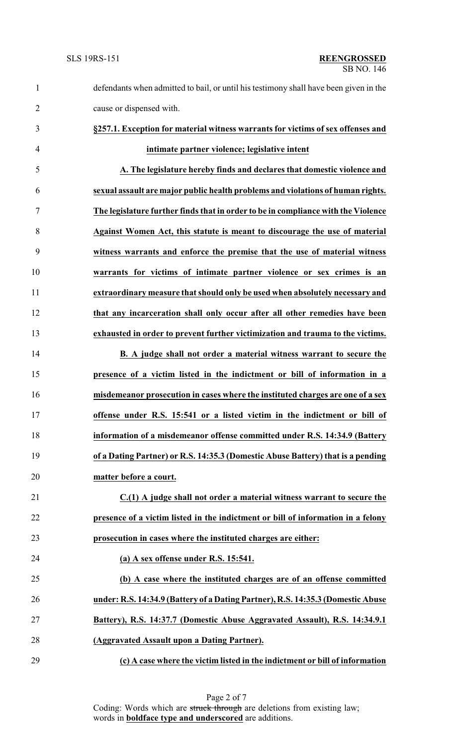defendants when admitted to bail, or until his testimony shall have been given in the cause or dispensed with.

**§257.1. Exception for material witness warrants for victims of sex offenses and intimate partner violence; legislative intent**

**A. The legislature hereby finds and declares that domestic violence and sexual assault are major public health problems and violations of human rights. The legislature further finds that in order to be in compliance with the Violence Against Women Act, this statute is meant to discourage the use of material witness warrants and enforce the premise that the use of material witness warrants for victims of intimate partner violence or sex crimes is an extraordinary measure that should only be used when absolutely necessary and that any incarceration shall only occur after all other remedies have been exhausted in order to prevent further victimization and trauma to the victims.**

**B. A judge shall not order a material witness warrant to secure the presence of a victim listed in the indictment or bill of information in a misdemeanor prosecution in cases where the instituted charges are one of a sex offense under R.S. 15:541 or a listed victim in the indictment or bill of information of a misdemeanor offense committed under R.S. 14:34.9 (Battery of a Dating Partner) or R.S. 14:35.3 (Domestic Abuse Battery) that is a pending matter before a court.**

**C.(1) A judge shall not order a material witness warrant to secure the presence of a victim listed in the indictment or bill of information in a felony prosecution in cases where the instituted charges are either:**

**(a) A sex offense under R.S. 15:541.**

**(b) A case where the instituted charges are of an offense committed under: R.S. 14:34.9 (Battery of a Dating Partner), R.S. 14:35.3 (Domestic Abuse Battery), R.S. 14:37.7 (Domestic Abuse Aggravated Assault), R.S. 14:34.9.1 (Aggravated Assault upon a Dating Partner).**

**(c) A case where the victim listed in the indictment or bill of information**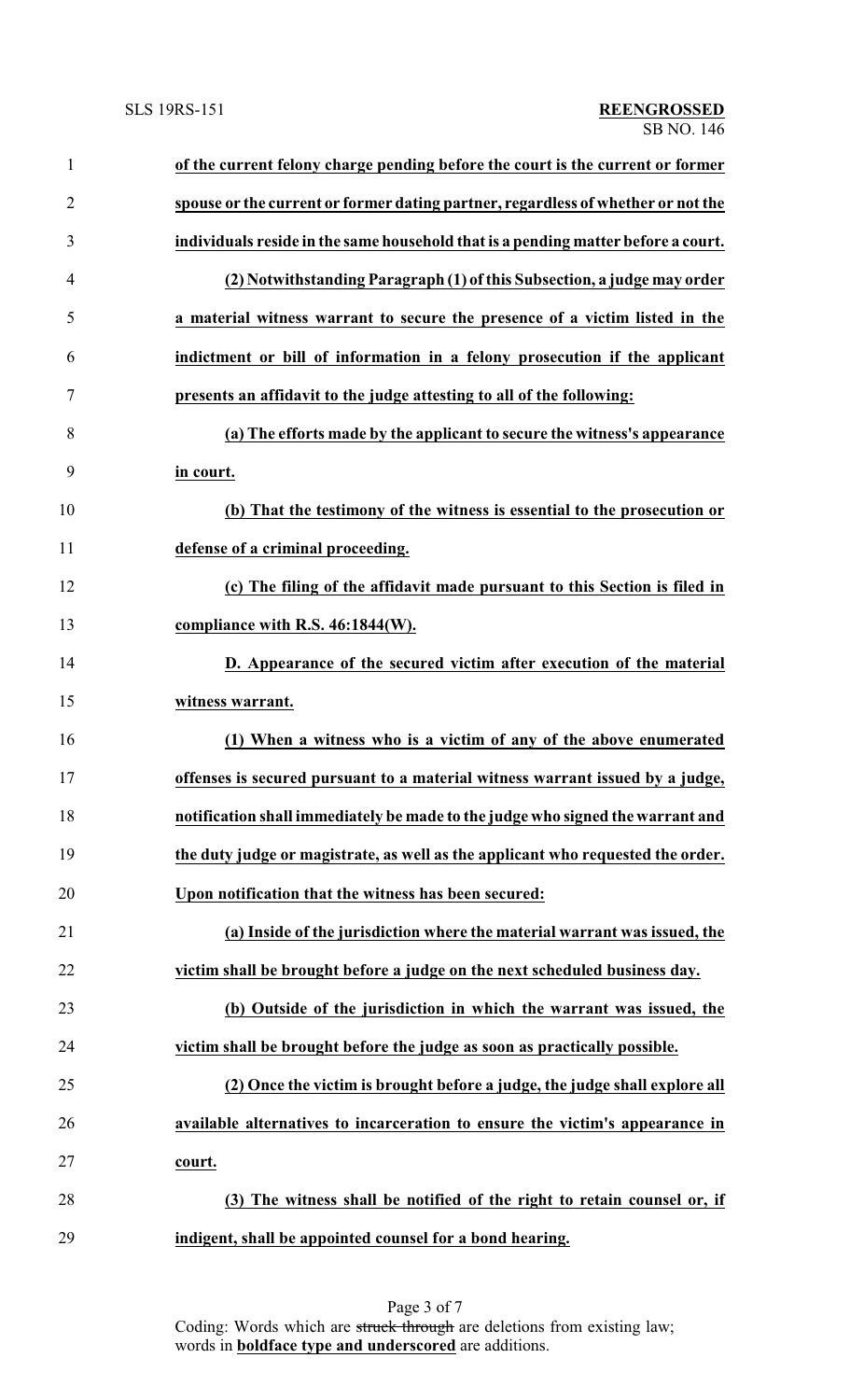**of the current felony charge pending before the court is the current or former spouse or the current or former dating partner, regardless of whether or not the individuals reside in the same household that is a pending matter before a court.**

**(2) Notwithstanding Paragraph (1) of this Subsection, a judge may order a material witness warrant to secure the presence of a victim listed in the indictment or bill of information in a felony prosecution if the applicant presents an affidavit to the judge attesting to all of the following:**

**(a) The efforts made by the applicant to secure the witness's appearance in court.**

**(b) That the testimony of the witness is essential to the prosecution or defense of a criminal proceeding.**

**(c) The filing of the affidavit made pursuant to this Section is filed in compliance with R.S. 46:1844(W).**

**D. Appearance of the secured victim after execution of the material witness warrant.**

**(1) When a witness who is a victim of any of the above enumerated offenses is secured pursuant to a material witness warrant issued by a judge, notification shall immediately be made to the judge who signed the warrant and the duty judge or magistrate, as well as the applicant who requested the order. Upon notification that the witness has been secured:**

**(a) Inside of the jurisdiction where the material warrant was issued, the victim shall be brought before a judge on the next scheduled business day.**

**(b) Outside of the jurisdiction in which the warrant was issued, the victim shall be brought before the judge as soon as practically possible.**

**(2) Once the victim is brought before a judge, the judge shall explore all available alternatives to incarceration to ensure the victim's appearance in court.**

**(3) The witness shall be notified of the right to retain counsel or, if indigent, shall be appointed counsel for a bond hearing.**

Coding: Words which are ~~struck through~~ are deletions from existing law; words in **boldface type and underscored** are additions.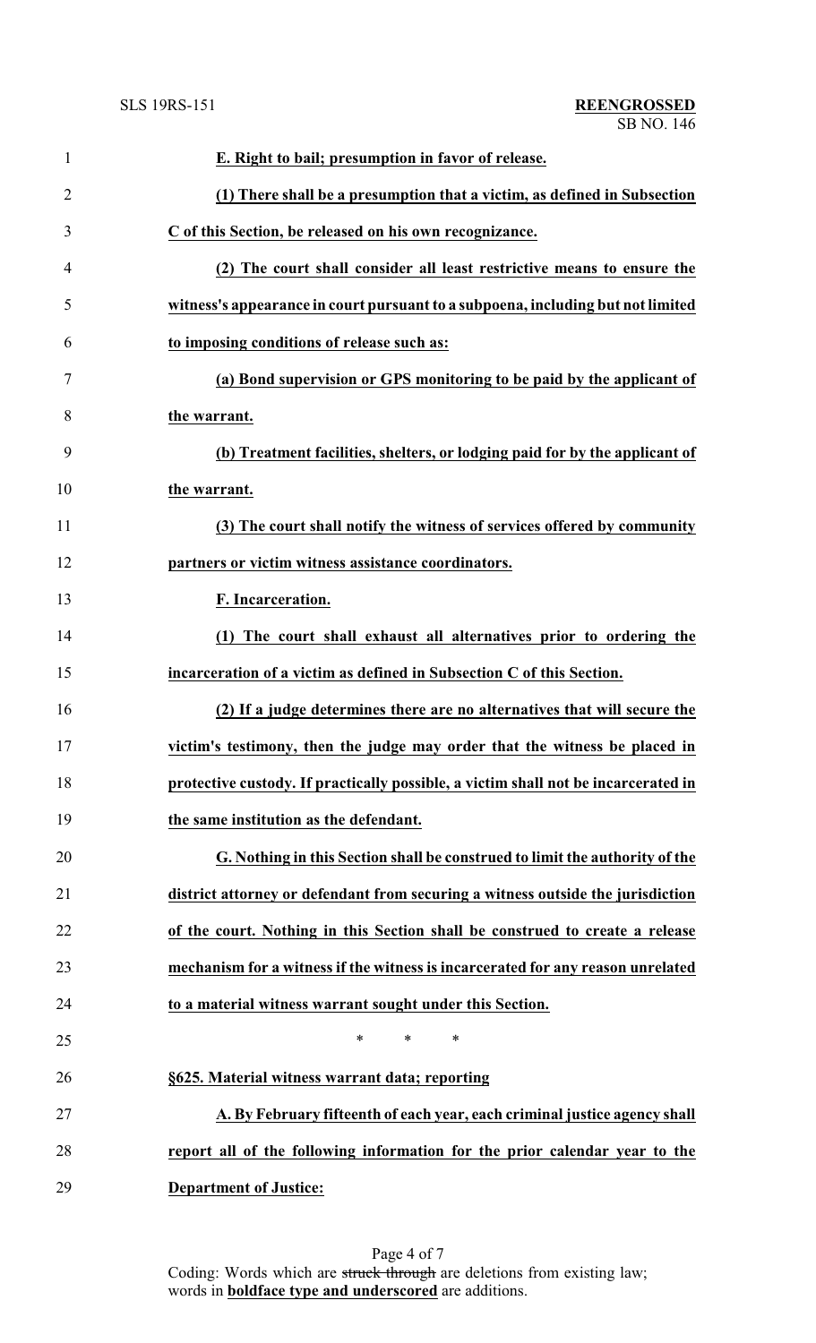**E. Right to bail; presumption in favor of release.**

**(1) There shall be a presumption that a victim, as defined in Subsection C of this Section, be released on his own recognizance.**

**(2) The court shall consider all least restrictive means to ensure the witness's appearance in court pursuant to a subpoena, including but not limited to imposing conditions of release such as:**

**(a) Bond supervision or GPS monitoring to be paid by the applicant of the warrant.**

**(b) Treatment facilities, shelters, or lodging paid for by the applicant of the warrant.**

**(3) The court shall notify the witness of services offered by community partners or victim witness assistance coordinators.**

**F. Incarceration.**

**(1) The court shall exhaust all alternatives prior to ordering the incarceration of a victim as defined in Subsection C of this Section.**

**(2) If a judge determines there are no alternatives that will secure the victim's testimony, then the judge may order that the witness be placed in protective custody. If practically possible, a victim shall not be incarcerated in the same institution as the defendant.**

**G. Nothing in this Section shall be construed to limit the authority of the district attorney or defendant from securing a witness outside the jurisdiction of the court. Nothing in this Section shall be construed to create a release mechanism for a witness if the witness is incarcerated for any reason unrelated to a material witness warrant sought under this Section.**

\* \* \*

**§625. Material witness warrant data; reporting**

**A. By February fifteenth of each year, each criminal justice agency shall report all of the following information for the prior calendar year to the Department of Justice:**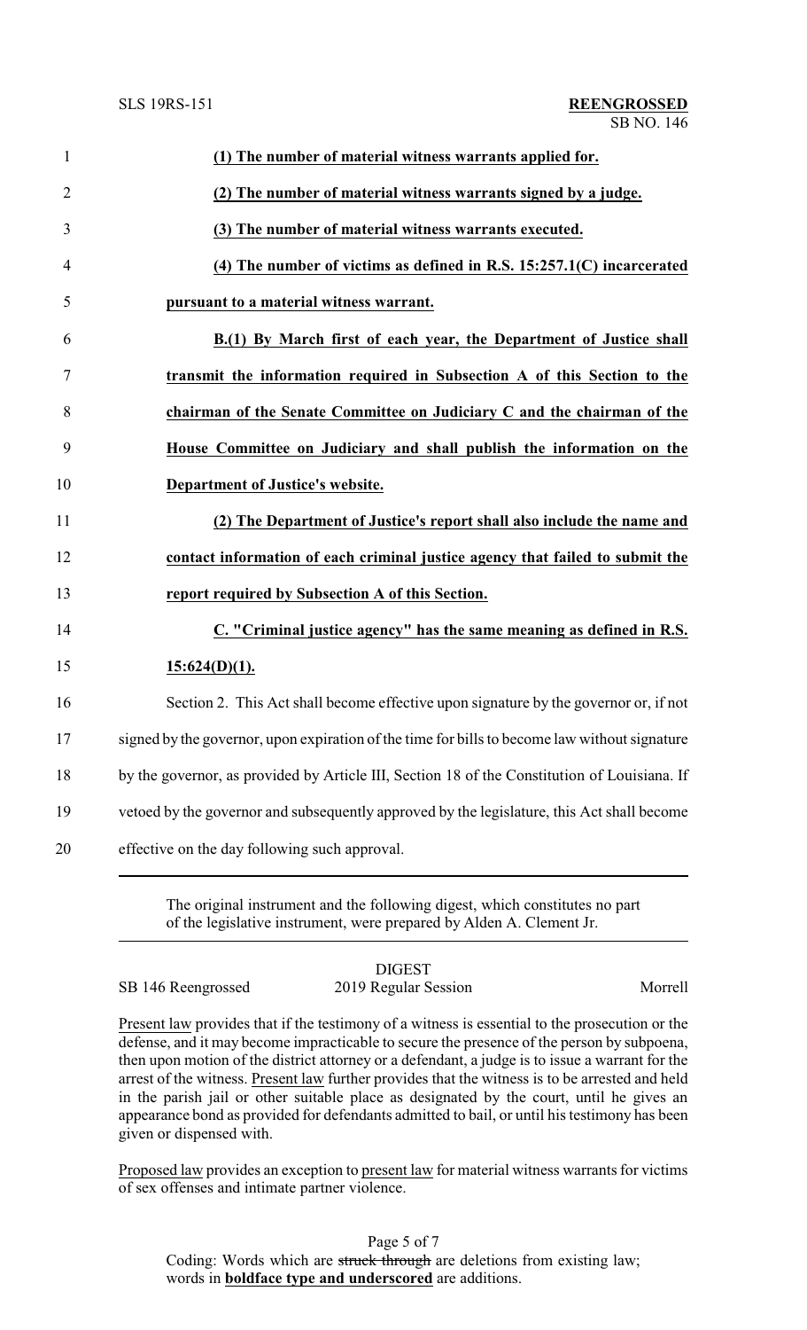**(1) The number of material witness warrants applied for.**

**(2) The number of material witness warrants signed by a judge.**

**(3) The number of material witness warrants executed.**

**(4) The number of victims as defined in R.S. 15:257.1(C) incarcerated pursuant to a material witness warrant.**

**B.(1) By March first of each year, the Department of Justice shall transmit the information required in Subsection A of this Section to the chairman of the Senate Committee on Judiciary C and the chairman of the House Committee on Judiciary and shall publish the information on the Department of Justice's website.**

**(2) The Department of Justice's report shall also include the name and contact information of each criminal justice agency that failed to submit the report required by Subsection A of this Section.**

**C. "Criminal justice agency" has the same meaning as defined in R.S. 15:624(D)(1).**

Section 2. This Act shall become effective upon signature by the governor or, if not signed by the governor, upon expiration of the time for bills to become law without signature by the governor, as provided by Article III, Section 18 of the Constitution of Louisiana. If vetoed by the governor and subsequently approved by the legislature, this Act shall become effective on the day following such approval.

---

The original instrument and the following digest, which constitutes no part of the legislative instrument, were prepared by Alden A. Clement Jr.

DIGEST

SB 146 Reengrossed — 2019 Regular Session — Morrell

Present law provides that if the testimony of a witness is essential to the prosecution or the defense, and it may become impracticable to secure the presence of the person by subpoena, then upon motion of the district attorney or a defendant, a judge is to issue a warrant for the arrest of the witness. Present law further provides that the witness is to be arrested and held in the parish jail or other suitable place as designated by the court, until he gives an appearance bond as provided for defendants admitted to bail, or until his testimony has been given or dispensed with.

Proposed law provides an exception to present law for material witness warrants for victims of sex offenses and intimate partner violence.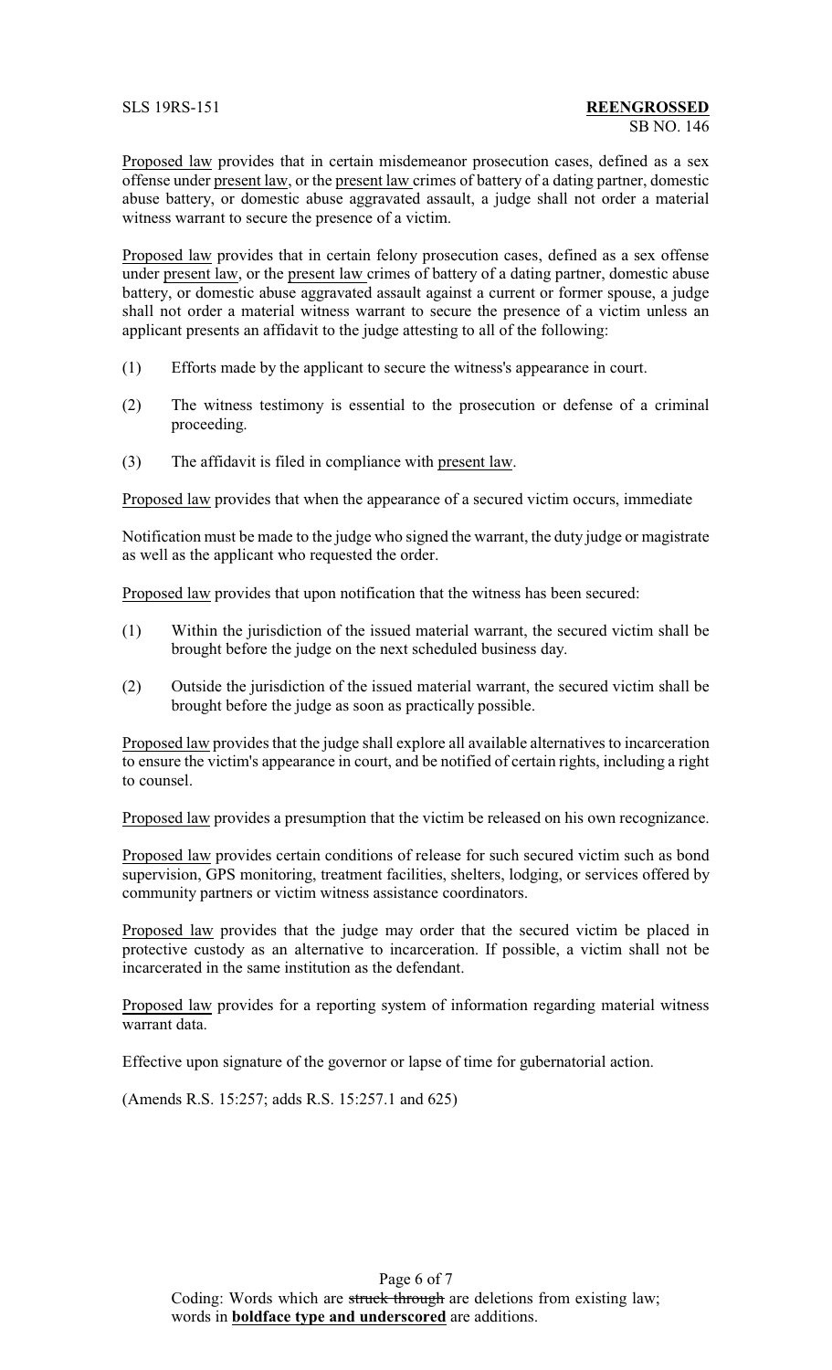Proposed law provides that in certain misdemeanor prosecution cases, defined as a sex offense under present law, or the present law crimes of battery of a dating partner, domestic abuse battery, or domestic abuse aggravated assault, a judge shall not order a material witness warrant to secure the presence of a victim.

Proposed law provides that in certain felony prosecution cases, defined as a sex offense under present law, or the present law crimes of battery of a dating partner, domestic abuse battery, or domestic abuse aggravated assault against a current or former spouse, a judge shall not order a material witness warrant to secure the presence of a victim unless an applicant presents an affidavit to the judge attesting to all of the following:

(1) Efforts made by the applicant to secure the witness's appearance in court.

(2) The witness testimony is essential to the prosecution or defense of a criminal proceeding.

(3) The affidavit is filed in compliance with present law.

Proposed law provides that when the appearance of a secured victim occurs, immediate

Notification must be made to the judge who signed the warrant, the duty judge or magistrate as well as the applicant who requested the order.

Proposed law provides that upon notification that the witness has been secured:

(1) Within the jurisdiction of the issued material warrant, the secured victim shall be brought before the judge on the next scheduled business day.

(2) Outside the jurisdiction of the issued material warrant, the secured victim shall be brought before the judge as soon as practically possible.

Proposed law provides that the judge shall explore all available alternatives to incarceration to ensure the victim's appearance in court, and be notified of certain rights, including a right to counsel.

Proposed law provides a presumption that the victim be released on his own recognizance.

Proposed law provides certain conditions of release for such secured victim such as bond supervision, GPS monitoring, treatment facilities, shelters, lodging, or services offered by community partners or victim witness assistance coordinators.

Proposed law provides that the judge may order that the secured victim be placed in protective custody as an alternative to incarceration. If possible, a victim shall not be incarcerated in the same institution as the defendant.

Proposed law provides for a reporting system of information regarding material witness warrant data.

Effective upon signature of the governor or lapse of time for gubernatorial action.

(Amends R.S. 15:257; adds R.S. 15:257.1 and 625)

Coding: Words which are ~~struck through~~ are deletions from existing law; words in **boldface type and underscored** are additions.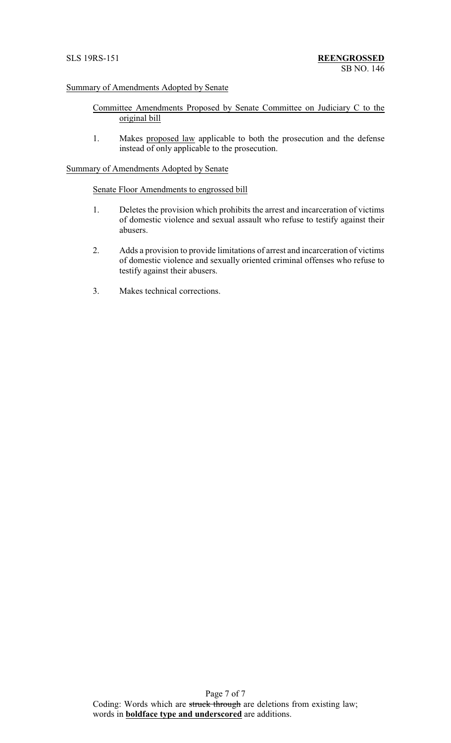Summary of Amendments Adopted by Senate

Committee Amendments Proposed by Senate Committee on Judiciary C to the original bill

1. Makes proposed law applicable to both the prosecution and the defense instead of only applicable to the prosecution.

Summary of Amendments Adopted by Senate

Senate Floor Amendments to engrossed bill

1. Deletes the provision which prohibits the arrest and incarceration of victims of domestic violence and sexual assault who refuse to testify against their abusers.

2. Adds a provision to provide limitations of arrest and incarceration of victims of domestic violence and sexually oriented criminal offenses who refuse to testify against their abusers.

3. Makes technical corrections.